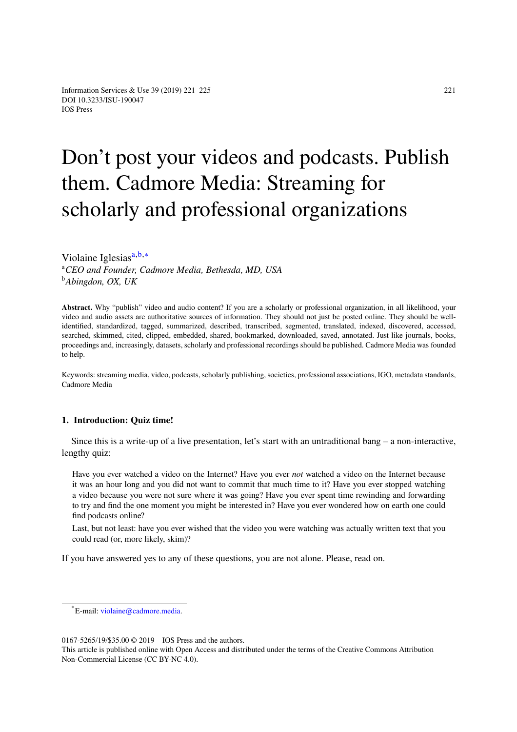# Don't post your videos and podcasts. Publish them. Cadmore Media: Streaming for scholarly and professional organizations

Violaine Iglesias[a,b,*]

[a] *CEO and Founder, Cadmore Media, Bethesda, MD, USA*

[b] *Abingdon, OX, UK*

**Abstract.** Why "publish" video and audio content? If you are a scholarly or professional organization, in all likelihood, your video and audio assets are authoritative sources of information. They should not just be posted online. They should be well-identified, standardized, tagged, summarized, described, transcribed, segmented, translated, indexed, discovered, accessed, searched, skimmed, cited, clipped, embedded, shared, bookmarked, downloaded, saved, annotated. Just like journals, books, proceedings and, increasingly, datasets, scholarly and professional recordings should be published. Cadmore Media was founded to help.

Keywords: streaming media, video, podcasts, scholarly publishing, societies, professional associations, IGO, metadata standards, Cadmore Media

## 1. Introduction: Quiz time!

Since this is a write-up of a live presentation, let's start with an untraditional bang – a non-interactive, lengthy quiz:

> Have you ever watched a video on the Internet? Have you ever *not* watched a video on the Internet because it was an hour long and you did not want to commit that much time to it? Have you ever stopped watching a video because you were not sure where it was going? Have you ever spent time rewinding and forwarding to try and find the one moment you might be interested in? Have you ever wondered how on earth one could find podcasts online?
>
> Last, but not least: have you ever wished that the video you were watching was actually written text that you could read (or, more likely, skim)?

If you have answered yes to any of these questions, you are not alone. Please, read on.

[*] E-mail: violaine@cadmore.media.

0167-5265/19/$35.00 © 2019 – IOS Press and the authors.
This article is published online with Open Access and distributed under the terms of the Creative Commons Attribution Non-Commercial License (CC BY-NC 4.0).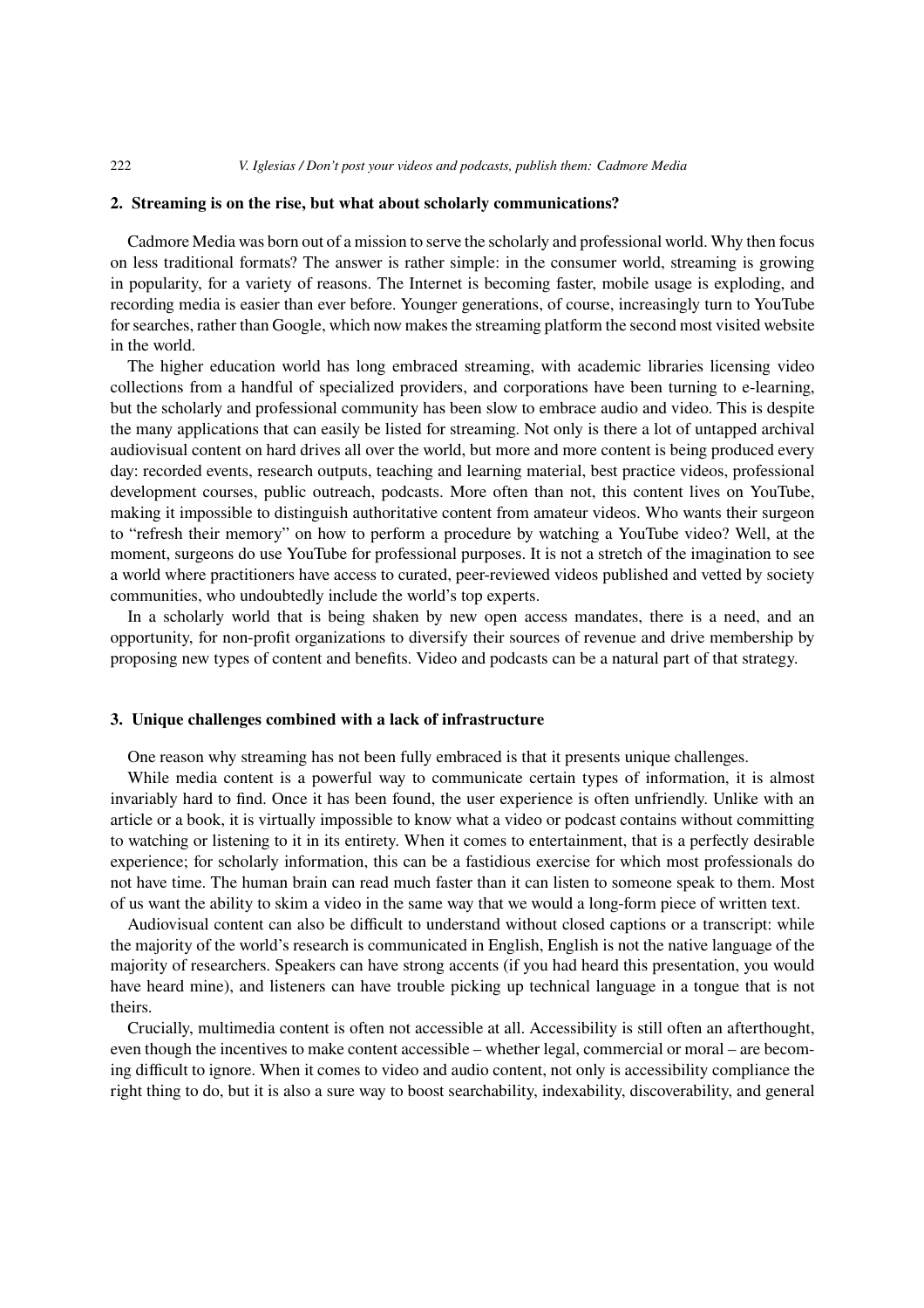## 2. Streaming is on the rise, but what about scholarly communications?

Cadmore Media was born out of a mission to serve the scholarly and professional world. Why then focus on less traditional formats? The answer is rather simple: in the consumer world, streaming is growing in popularity, for a variety of reasons. The Internet is becoming faster, mobile usage is exploding, and recording media is easier than ever before. Younger generations, of course, increasingly turn to YouTube for searches, rather than Google, which now makes the streaming platform the second most visited website in the world.

The higher education world has long embraced streaming, with academic libraries licensing video collections from a handful of specialized providers, and corporations have been turning to e-learning, but the scholarly and professional community has been slow to embrace audio and video. This is despite the many applications that can easily be listed for streaming. Not only is there a lot of untapped archival audiovisual content on hard drives all over the world, but more and more content is being produced every day: recorded events, research outputs, teaching and learning material, best practice videos, professional development courses, public outreach, podcasts. More often than not, this content lives on YouTube, making it impossible to distinguish authoritative content from amateur videos. Who wants their surgeon to "refresh their memory" on how to perform a procedure by watching a YouTube video? Well, at the moment, surgeons do use YouTube for professional purposes. It is not a stretch of the imagination to see a world where practitioners have access to curated, peer-reviewed videos published and vetted by society communities, who undoubtedly include the world's top experts.

In a scholarly world that is being shaken by new open access mandates, there is a need, and an opportunity, for non-profit organizations to diversify their sources of revenue and drive membership by proposing new types of content and benefits. Video and podcasts can be a natural part of that strategy.

## 3. Unique challenges combined with a lack of infrastructure

One reason why streaming has not been fully embraced is that it presents unique challenges.

While media content is a powerful way to communicate certain types of information, it is almost invariably hard to find. Once it has been found, the user experience is often unfriendly. Unlike with an article or a book, it is virtually impossible to know what a video or podcast contains without committing to watching or listening to it in its entirety. When it comes to entertainment, that is a perfectly desirable experience; for scholarly information, this can be a fastidious exercise for which most professionals do not have time. The human brain can read much faster than it can listen to someone speak to them. Most of us want the ability to skim a video in the same way that we would a long-form piece of written text.

Audiovisual content can also be difficult to understand without closed captions or a transcript: while the majority of the world's research is communicated in English, English is not the native language of the majority of researchers. Speakers can have strong accents (if you had heard this presentation, you would have heard mine), and listeners can have trouble picking up technical language in a tongue that is not theirs.

Crucially, multimedia content is often not accessible at all. Accessibility is still often an afterthought, even though the incentives to make content accessible – whether legal, commercial or moral – are becoming difficult to ignore. When it comes to video and audio content, not only is accessibility compliance the right thing to do, but it is also a sure way to boost searchability, indexability, discoverability, and general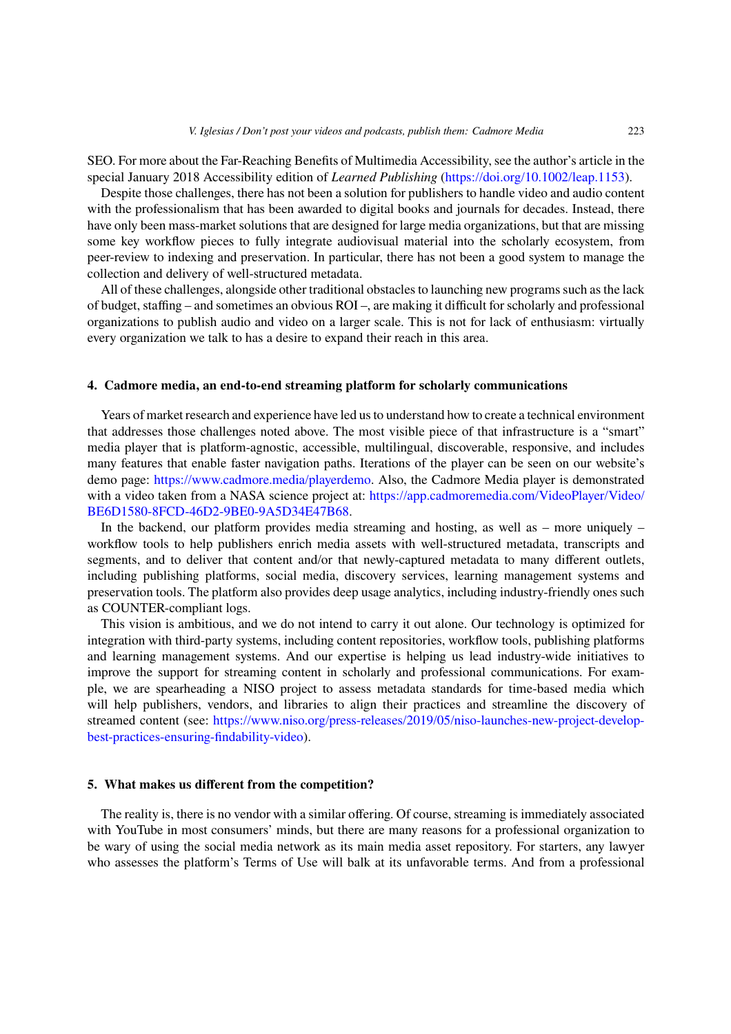SEO. For more about the Far-Reaching Benefits of Multimedia Accessibility, see the author's article in the special January 2018 Accessibility edition of *Learned Publishing* (https://doi.org/10.1002/leap.1153).

Despite those challenges, there has not been a solution for publishers to handle video and audio content with the professionalism that has been awarded to digital books and journals for decades. Instead, there have only been mass-market solutions that are designed for large media organizations, but that are missing some key workflow pieces to fully integrate audiovisual material into the scholarly ecosystem, from peer-review to indexing and preservation. In particular, there has not been a good system to manage the collection and delivery of well-structured metadata.

All of these challenges, alongside other traditional obstacles to launching new programs such as the lack of budget, staffing – and sometimes an obvious ROI –, are making it difficult for scholarly and professional organizations to publish audio and video on a larger scale. This is not for lack of enthusiasm: virtually every organization we talk to has a desire to expand their reach in this area.

## 4. Cadmore media, an end-to-end streaming platform for scholarly communications

Years of market research and experience have led us to understand how to create a technical environment that addresses those challenges noted above. The most visible piece of that infrastructure is a "smart" media player that is platform-agnostic, accessible, multilingual, discoverable, responsive, and includes many features that enable faster navigation paths. Iterations of the player can be seen on our website's demo page: https://www.cadmore.media/playerdemo. Also, the Cadmore Media player is demonstrated with a video taken from a NASA science project at: https://app.cadmoremedia.com/VideoPlayer/Video/BE6D1580-8FCD-46D2-9BE0-9A5D34E47B68.

In the backend, our platform provides media streaming and hosting, as well as – more uniquely – workflow tools to help publishers enrich media assets with well-structured metadata, transcripts and segments, and to deliver that content and/or that newly-captured metadata to many different outlets, including publishing platforms, social media, discovery services, learning management systems and preservation tools. The platform also provides deep usage analytics, including industry-friendly ones such as COUNTER-compliant logs.

This vision is ambitious, and we do not intend to carry it out alone. Our technology is optimized for integration with third-party systems, including content repositories, workflow tools, publishing platforms and learning management systems. And our expertise is helping us lead industry-wide initiatives to improve the support for streaming content in scholarly and professional communications. For example, we are spearheading a NISO project to assess metadata standards for time-based media which will help publishers, vendors, and libraries to align their practices and streamline the discovery of streamed content (see: https://www.niso.org/press-releases/2019/05/niso-launches-new-project-develop-best-practices-ensuring-findability-video).

## 5. What makes us different from the competition?

The reality is, there is no vendor with a similar offering. Of course, streaming is immediately associated with YouTube in most consumers' minds, but there are many reasons for a professional organization to be wary of using the social media network as its main media asset repository. For starters, any lawyer who assesses the platform's Terms of Use will balk at its unfavorable terms. And from a professional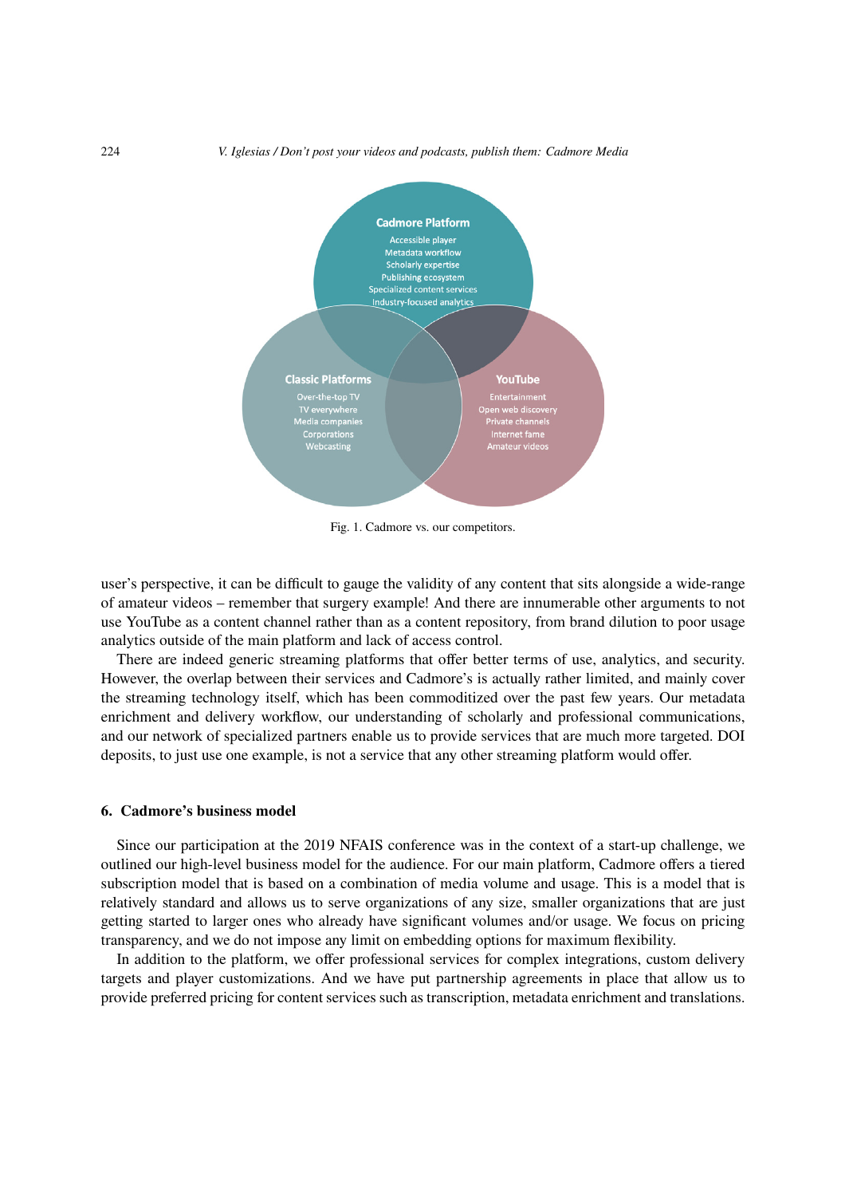**Cadmore Platform**
Accessible player
Metadata workflow
Scholarly expertise
Publishing ecosystem
Specialized content services
Industry-focused analytics

**Classic Platforms**
Over-the-top TV
TV everywhere
Media companies
Corporations
Webcasting

**YouTube**
Entertainment
Open web discovery
Private channels
Internet fame
Amateur videos

Fig. 1. Cadmore vs. our competitors.

user's perspective, it can be difficult to gauge the validity of any content that sits alongside a wide-range of amateur videos – remember that surgery example! And there are innumerable other arguments to not use YouTube as a content channel rather than as a content repository, from brand dilution to poor usage analytics outside of the main platform and lack of access control.

There are indeed generic streaming platforms that offer better terms of use, analytics, and security. However, the overlap between their services and Cadmore's is actually rather limited, and mainly cover the streaming technology itself, which has been commoditized over the past few years. Our metadata enrichment and delivery workflow, our understanding of scholarly and professional communications, and our network of specialized partners enable us to provide services that are much more targeted. DOI deposits, to just use one example, is not a service that any other streaming platform would offer.

## 6. Cadmore's business model

Since our participation at the 2019 NFAIS conference was in the context of a start-up challenge, we outlined our high-level business model for the audience. For our main platform, Cadmore offers a tiered subscription model that is based on a combination of media volume and usage. This is a model that is relatively standard and allows us to serve organizations of any size, smaller organizations that are just getting started to larger ones who already have significant volumes and/or usage. We focus on pricing transparency, and we do not impose any limit on embedding options for maximum flexibility.

In addition to the platform, we offer professional services for complex integrations, custom delivery targets and player customizations. And we have put partnership agreements in place that allow us to provide preferred pricing for content services such as transcription, metadata enrichment and translations.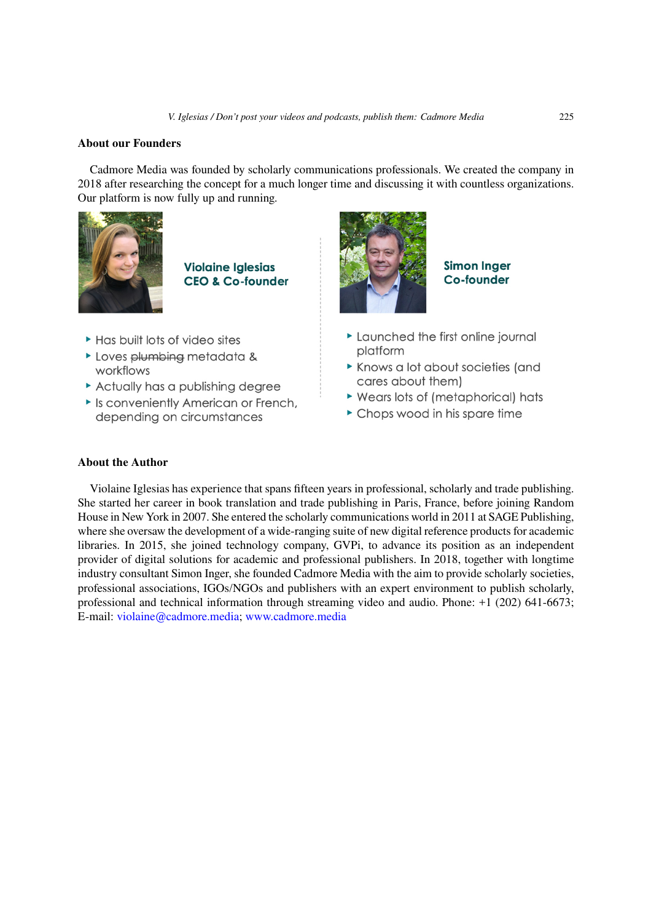## About our Founders

Cadmore Media was founded by scholarly communications professionals. We created the company in 2018 after researching the concept for a much longer time and discussing it with countless organizations. Our platform is now fully up and running.

**Violaine Iglesias**
**CEO & Co-founder**

- Has built lots of video sites
- Loves ~~plumbing~~ metadata & workflows
- Actually has a publishing degree
- Is conveniently American or French, depending on circumstances

**Simon Inger**
**Co-founder**

- Launched the first online journal platform
- Knows a lot about societies (and cares about them)
- Wears lots of (metaphorical) hats
- Chops wood in his spare time

## About the Author

Violaine Iglesias has experience that spans fifteen years in professional, scholarly and trade publishing. She started her career in book translation and trade publishing in Paris, France, before joining Random House in New York in 2007. She entered the scholarly communications world in 2011 at SAGE Publishing, where she oversaw the development of a wide-ranging suite of new digital reference products for academic libraries. In 2015, she joined technology company, GVPi, to advance its position as an independent provider of digital solutions for academic and professional publishers. In 2018, together with longtime industry consultant Simon Inger, she founded Cadmore Media with the aim to provide scholarly societies, professional associations, IGOs/NGOs and publishers with an expert environment to publish scholarly, professional and technical information through streaming video and audio. Phone: +1 (202) 641-6673; E-mail: violaine@cadmore.media; www.cadmore.media